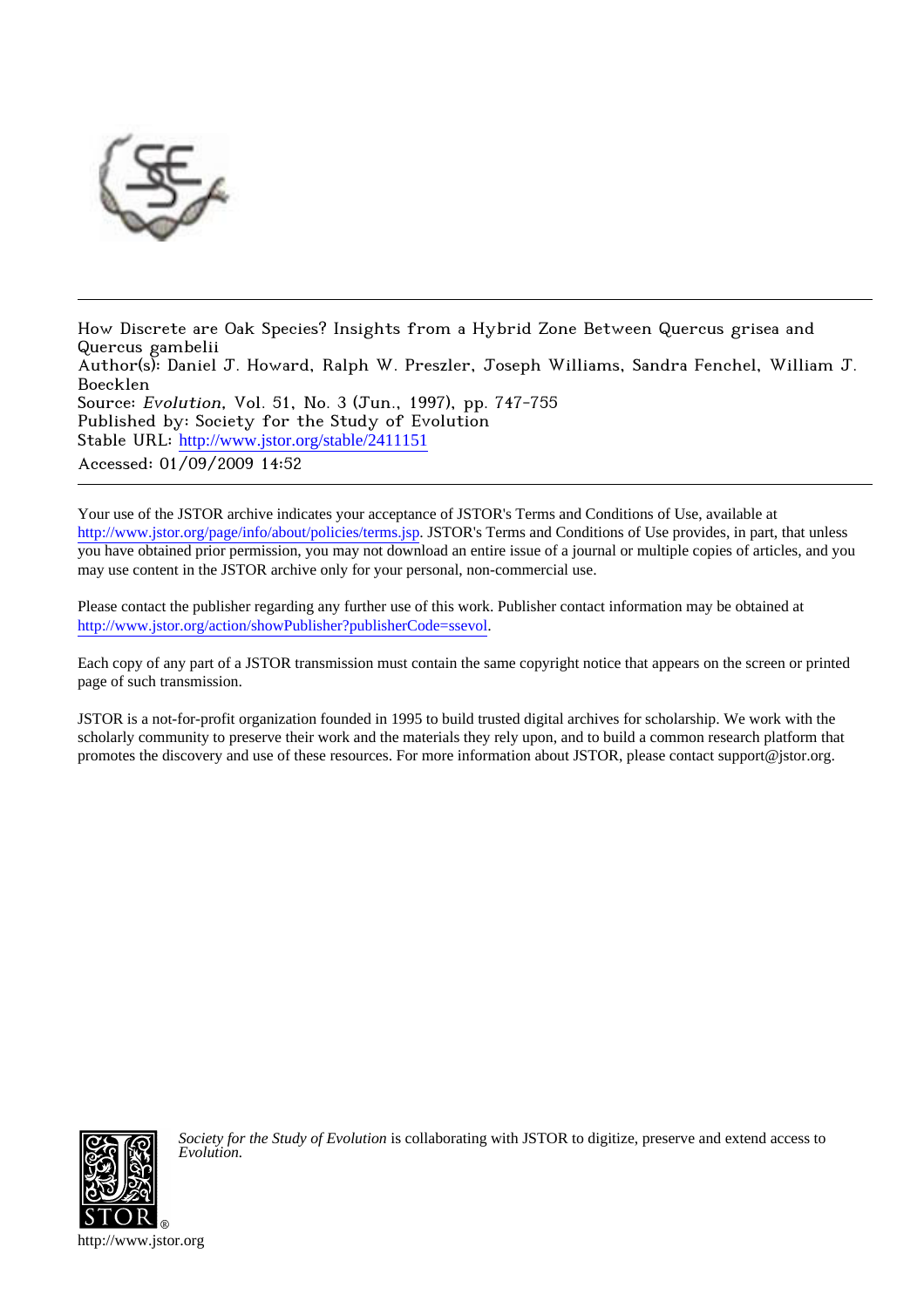How Discrete are Oak Species? Insights from a Hybrid Zone Between Quercus grisea and Quercus gambelii
Author(s): Daniel J. Howard, Ralph W. Preszler, Joseph Williams, Sandra Fenchel, William J. Boecklen
Source: *Evolution*, Vol. 51, No. 3 (Jun., 1997), pp. 747-755
Published by: Society for the Study of Evolution
Stable URL: http://www.jstor.org/stable/2411151
Accessed: 01/09/2009 14:52

---

Your use of the JSTOR archive indicates your acceptance of JSTOR's Terms and Conditions of Use, available at http://www.jstor.org/page/info/about/policies/terms.jsp. JSTOR's Terms and Conditions of Use provides, in part, that unless you have obtained prior permission, you may not download an entire issue of a journal or multiple copies of articles, and you may use content in the JSTOR archive only for your personal, non-commercial use.

Please contact the publisher regarding any further use of this work. Publisher contact information may be obtained at http://www.jstor.org/action/showPublisher?publisherCode=ssevol.

Each copy of any part of a JSTOR transmission must contain the same copyright notice that appears on the screen or printed page of such transmission.

JSTOR is a not-for-profit organization founded in 1995 to build trusted digital archives for scholarship. We work with the scholarly community to preserve their work and the materials they rely upon, and to build a common research platform that promotes the discovery and use of these resources. For more information about JSTOR, please contact support@jstor.org.

*Society for the Study of Evolution* is collaborating with JSTOR to digitize, preserve and extend access to *Evolution.*

http://www.jstor.org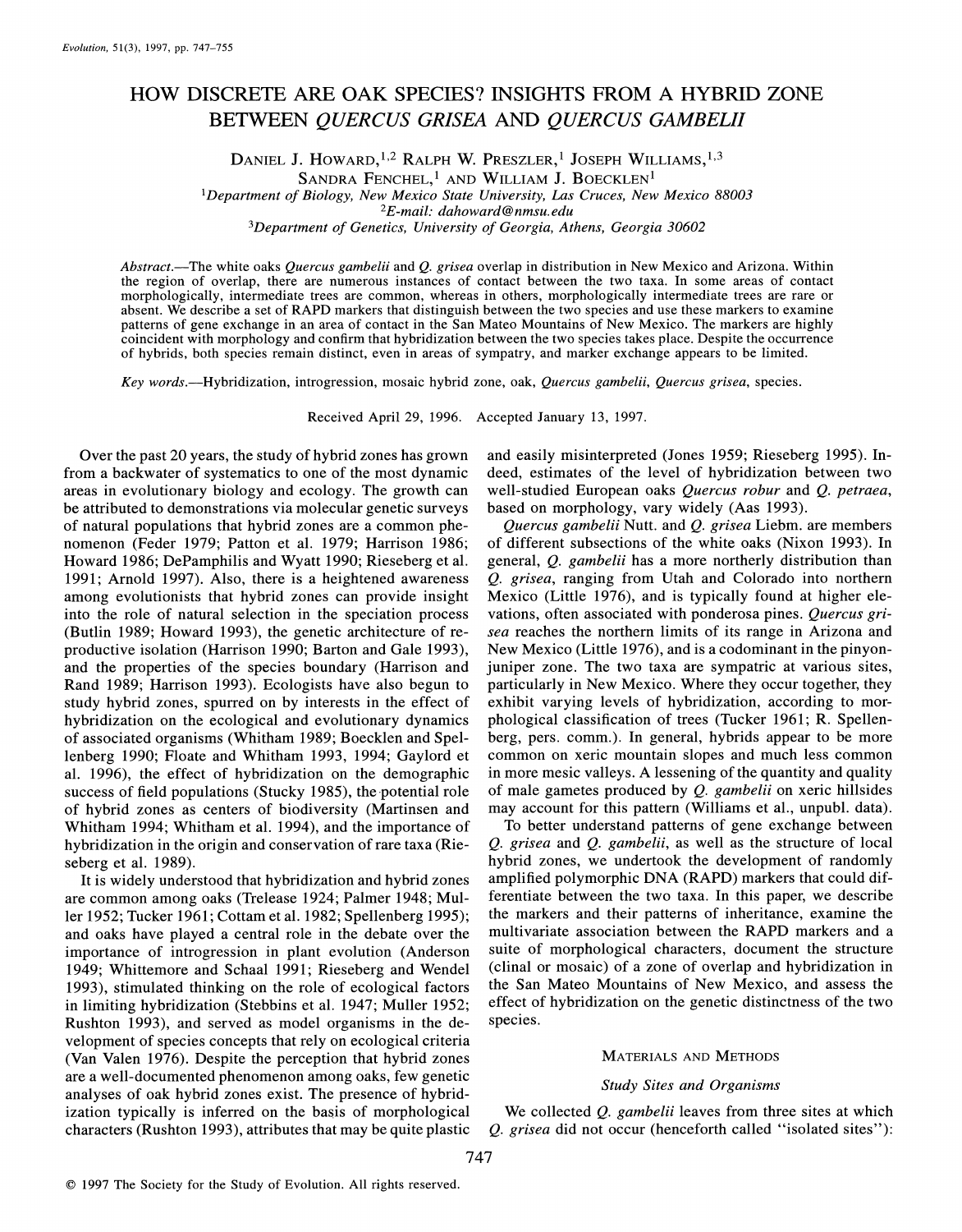# HOW DISCRETE ARE OAK SPECIES? INSIGHTS FROM A HYBRID ZONE BETWEEN *QUERCUS GRISEA* AND *QUERCUS GAMBELII*

DANIEL J. HOWARD,[1,2] RALPH W. PRESZLER,[1] JOSEPH WILLIAMS,[1,3] SANDRA FENCHEL,[1] AND WILLIAM J. BOECKLEN[1]

[1]*Department of Biology, New Mexico State University, Las Cruces, New Mexico 88003*

[2]*E-mail: dahoward@nmsu.edu*

[3]*Department of Genetics, University of Georgia, Athens, Georgia 30602*

*Abstract.*—The white oaks *Quercus gambelii* and *Q. grisea* overlap in distribution in New Mexico and Arizona. Within the region of overlap, there are numerous instances of contact between the two taxa. In some areas of contact morphologically, intermediate trees are common, whereas in others, morphologically intermediate trees are rare or absent. We describe a set of RAPD markers that distinguish between the two species and use these markers to examine patterns of gene exchange in an area of contact in the San Mateo Mountains of New Mexico. The markers are highly coincident with morphology and confirm that hybridization between the two species takes place. Despite the occurrence of hybrids, both species remain distinct, even in areas of sympatry, and marker exchange appears to be limited.

*Key words.*—Hybridization, introgression, mosaic hybrid zone, oak, *Quercus gambelii*, *Quercus grisea*, species.

Received April 29, 1996. Accepted January 13, 1997.

Over the past 20 years, the study of hybrid zones has grown from a backwater of systematics to one of the most dynamic areas in evolutionary biology and ecology. The growth can be attributed to demonstrations via molecular genetic surveys of natural populations that hybrid zones are a common phenomenon (Feder 1979; Patton et al. 1979; Harrison 1986; Howard 1986; DePamphilis and Wyatt 1990; Rieseberg et al. 1991; Arnold 1997). Also, there is a heightened awareness among evolutionists that hybrid zones can provide insight into the role of natural selection in the speciation process (Butlin 1989; Howard 1993), the genetic architecture of reproductive isolation (Harrison 1990; Barton and Gale 1993), and the properties of the species boundary (Harrison and Rand 1989; Harrison 1993). Ecologists have also begun to study hybrid zones, spurred on by interests in the effect of hybridization on the ecological and evolutionary dynamics of associated organisms (Whitham 1989; Boecklen and Spellenberg 1990; Floate and Whitham 1993, 1994; Gaylord et al. 1996), the effect of hybridization on the demographic success of field populations (Stucky 1985), the potential role of hybrid zones as centers of biodiversity (Martinsen and Whitham 1994; Whitham et al. 1994), and the importance of hybridization in the origin and conservation of rare taxa (Rieseberg et al. 1989).

It is widely understood that hybridization and hybrid zones are common among oaks (Trelease 1924; Palmer 1948; Muller 1952; Tucker 1961; Cottam et al. 1982; Spellenberg 1995); and oaks have played a central role in the debate over the importance of introgression in plant evolution (Anderson 1949; Whittemore and Schaal 1991; Rieseberg and Wendel 1993), stimulated thinking on the role of ecological factors in limiting hybridization (Stebbins et al. 1947; Muller 1952; Rushton 1993), and served as model organisms in the development of species concepts that rely on ecological criteria (Van Valen 1976). Despite the perception that hybrid zones are a well-documented phenomenon among oaks, few genetic analyses of oak hybrid zones exist. The presence of hybridization typically is inferred on the basis of morphological characters (Rushton 1993), attributes that may be quite plastic and easily misinterpreted (Jones 1959; Rieseberg 1995). Indeed, estimates of the level of hybridization between two well-studied European oaks *Quercus robur* and *Q. petraea*, based on morphology, vary widely (Aas 1993).

*Quercus gambelii* Nutt. and *Q. grisea* Liebm. are members of different subsections of the white oaks (Nixon 1993). In general, *Q. gambelii* has a more northerly distribution than *Q. grisea*, ranging from Utah and Colorado into northern Mexico (Little 1976), and is typically found at higher elevations, often associated with ponderosa pines. *Quercus grisea* reaches the northern limits of its range in Arizona and New Mexico (Little 1976), and is a codominant in the pinyon-juniper zone. The two taxa are sympatric at various sites, particularly in New Mexico. Where they occur together, they exhibit varying levels of hybridization, according to morphological classification of trees (Tucker 1961; R. Spellenberg, pers. comm.). In general, hybrids appear to be more common on xeric mountain slopes and much less common in more mesic valleys. A lessening of the quantity and quality of male gametes produced by *Q. gambelii* on xeric hillsides may account for this pattern (Williams et al., unpubl. data).

To better understand patterns of gene exchange between *Q. grisea* and *Q. gambelii*, as well as the structure of local hybrid zones, we undertook the development of randomly amplified polymorphic DNA (RAPD) markers that could differentiate between the two taxa. In this paper, we describe the markers and their patterns of inheritance, examine the multivariate association between the RAPD markers and a suite of morphological characters, document the structure (clinal or mosaic) of a zone of overlap and hybridization in the San Mateo Mountains of New Mexico, and assess the effect of hybridization on the genetic distinctness of the two species.

## MATERIALS AND METHODS

### *Study Sites and Organisms*

We collected *Q. gambelii* leaves from three sites at which *Q. grisea* did not occur (henceforth called "isolated sites"):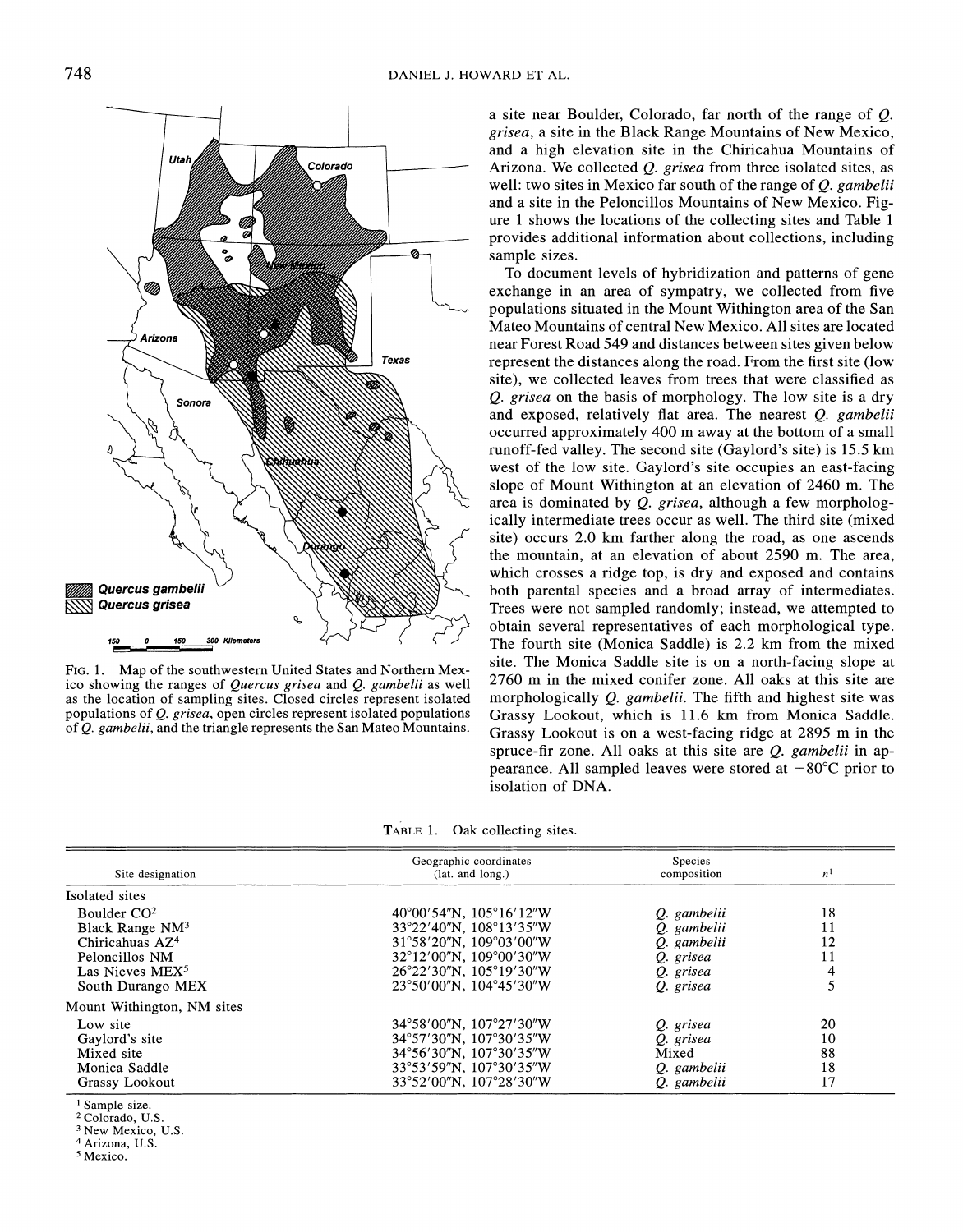FIG. 1. Map of the southwestern United States and Northern Mexico showing the ranges of *Quercus grisea* and *Q. gambelii* as well as the location of sampling sites. Closed circles represent isolated populations of *Q. grisea*, open circles represent isolated populations of *Q. gambelii*, and the triangle represents the San Mateo Mountains.

a site near Boulder, Colorado, far north of the range of *Q. grisea*, a site in the Black Range Mountains of New Mexico, and a high elevation site in the Chiricahua Mountains of Arizona. We collected *Q. grisea* from three isolated sites, as well: two sites in Mexico far south of the range of *Q. gambelii* and a site in the Peloncillos Mountains of New Mexico. Figure 1 shows the locations of the collecting sites and Table 1 provides additional information about collections, including sample sizes.

To document levels of hybridization and patterns of gene exchange in an area of sympatry, we collected from five populations situated in the Mount Withington area of the San Mateo Mountains of central New Mexico. All sites are located near Forest Road 549 and distances between sites given below represent the distances along the road. From the first site (low site), we collected leaves from trees that were classified as *Q. grisea* on the basis of morphology. The low site is a dry and exposed, relatively flat area. The nearest *Q. gambelii* occurred approximately 400 m away at the bottom of a small runoff-fed valley. The second site (Gaylord's site) is 15.5 km west of the low site. Gaylord's site occupies an east-facing slope of Mount Withington at an elevation of 2460 m. The area is dominated by *Q. grisea*, although a few morphologically intermediate trees occur as well. The third site (mixed site) occurs 2.0 km farther along the road, as one ascends the mountain, at an elevation of about 2590 m. The area, which crosses a ridge top, is dry and exposed and contains both parental species and a broad array of intermediates. Trees were not sampled randomly; instead, we attempted to obtain several representatives of each morphological type. The fourth site (Monica Saddle) is 2.2 km from the mixed site. The Monica Saddle site is on a north-facing slope at 2760 m in the mixed conifer zone. All oaks at this site are morphologically *Q. gambelii*. The fifth and highest site was Grassy Lookout, which is 11.6 km from Monica Saddle. Grassy Lookout is on a west-facing ridge at 2895 m in the spruce-fir zone. All oaks at this site are *Q. gambelii* in appearance. All sampled leaves were stored at −80°C prior to isolation of DNA.

TABLE 1. Oak collecting sites.

| Site designation | Geographic coordinates (lat. and long.) | Species composition | n[1] |
|---|---|---|---|
| Isolated sites | | | |
| Boulder CO[2] | 40°00′54″N, 105°16′12″W | *Q. gambelii* | 18 |
| Black Range NM[3] | 33°22′40″N, 108°13′35″W | *Q. gambelii* | 11 |
| Chiricahuas AZ[4] | 31°58′20″N, 109°03′00″W | *Q. gambelii* | 12 |
| Peloncillos NM | 32°12′00″N, 109°00′30″W | *Q. grisea* | 11 |
| Las Nieves MEX[5] | 26°22′30″N, 105°19′30″W | *Q. grisea* | 4 |
| South Durango MEX | 23°50′00″N, 104°45′30″W | *Q. grisea* | 5 |
| Mount Withington, NM sites | | | |
| Low site | 34°58′00″N, 107°27′30″W | *Q. grisea* | 20 |
| Gaylord's site | 34°57′30″N, 107°30′35″W | *Q. grisea* | 10 |
| Mixed site | 34°56′30″N, 107°30′35″W | Mixed | 88 |
| Monica Saddle | 33°53′59″N, 107°30′35″W | *Q. gambelii* | 18 |
| Grassy Lookout | 33°52′00″N, 107°28′30″W | *Q. gambelii* | 17 |

[1] Sample size.
[2] Colorado, U.S.
[3] New Mexico, U.S.
[4] Arizona, U.S.
[5] Mexico.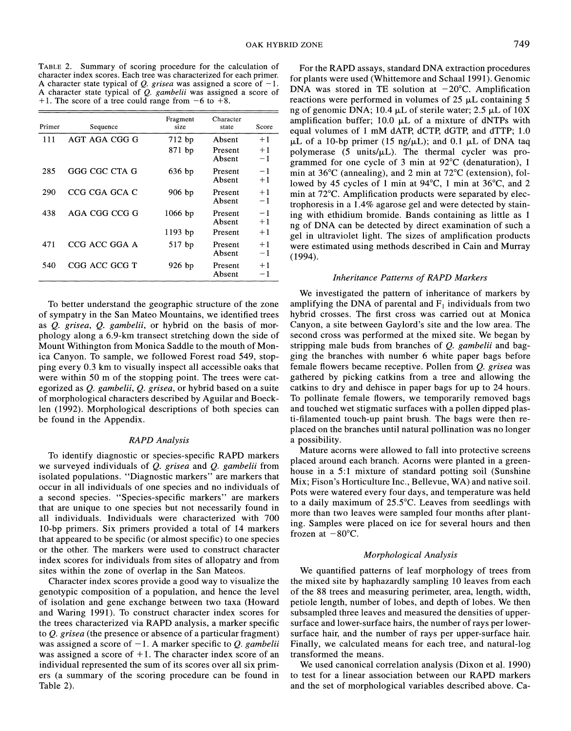TABLE 2. Summary of scoring procedure for the calculation of character index scores. Each tree was characterized for each primer. A character state typical of *Q. grisea* was assigned a score of −1. A character state typical of *Q. gambelii* was assigned a score of +1. The score of a tree could range from −6 to +8.

| Primer | Sequence | Fragment size | Character state | Score |
|---|---|---|---|---|
| 111 | AGT AGA CGG G | 712 bp | Absent | +1 |
| | | 871 bp | Present | +1 |
| | | | Absent | −1 |
| 285 | GGG CGC CTA G | 636 bp | Present | −1 |
| | | | Absent | +1 |
| 290 | CCG CGA GCA C | 906 bp | Present | +1 |
| | | | Absent | −1 |
| 438 | AGA CGG CCG G | 1066 bp | Present | −1 |
| | | | Absent | +1 |
| | | 1193 bp | Present | +1 |
| 471 | CCG ACC GGA A | 517 bp | Present | +1 |
| | | | Absent | −1 |
| 540 | CGG ACC GCG T | 926 bp | Present | +1 |
| | | | Absent | −1 |

To better understand the geographic structure of the zone of sympatry in the San Mateo Mountains, we identified trees as *Q. grisea*, *Q. gambelii*, or hybrid on the basis of morphology along a 6.9-km transect stretching down the side of Mount Withington from Monica Saddle to the mouth of Monica Canyon. To sample, we followed Forest road 549, stopping every 0.3 km to visually inspect all accessible oaks that were within 50 m of the stopping point. The trees were categorized as *Q. gambelii*, *Q. grisea*, or hybrid based on a suite of morphological characters described by Aguilar and Boecklen (1992). Morphological descriptions of both species can be found in the Appendix.

### *RAPD Analysis*

To identify diagnostic or species-specific RAPD markers we surveyed individuals of *Q. grisea* and *Q. gambelii* from isolated populations. "Diagnostic markers" are markers that occur in all individuals of one species and no individuals of a second species. "Species-specific markers" are markers that are unique to one species but not necessarily found in all individuals. Individuals were characterized with 700 10-bp primers. Six primers provided a total of 14 markers that appeared to be specific (or almost specific) to one species or the other. The markers were used to construct character index scores for individuals from sites of allopatry and from sites within the zone of overlap in the San Mateos.

Character index scores provide a good way to visualize the genotypic composition of a population, and hence the level of isolation and gene exchange between two taxa (Howard and Waring 1991). To construct character index scores for the trees characterized via RAPD analysis, a marker specific to *Q. grisea* (the presence or absence of a particular fragment) was assigned a score of −1. A marker specific to *Q. gambelii* was assigned a score of +1. The character index score of an individual represented the sum of its scores over all six primers (a summary of the scoring procedure can be found in Table 2).

For the RAPD assays, standard DNA extraction procedures for plants were used (Whittemore and Schaal 1991). Genomic DNA was stored in TE solution at −20°C. Amplification reactions were performed in volumes of 25 μL containing 5 ng of genomic DNA; 10.4 μL of sterile water; 2.5 μL of 10X amplification buffer; 10.0 μL of a mixture of dNTPs with equal volumes of 1 mM dATP, dCTP, dGTP, and dTTP; 1.0 μL of a 10-bp primer (15 ng/μL); and 0.1 μL of DNA taq polymerase (5 units/μL). The thermal cycler was programmed for one cycle of 3 min at 92°C (denaturation), 1 min at 36°C (annealing), and 2 min at 72°C (extension), followed by 45 cycles of 1 min at 94°C, 1 min at 36°C, and 2 min at 72°C. Amplification products were separated by electrophoresis in a 1.4% agarose gel and were detected by staining with ethidium bromide. Bands containing as little as 1 ng of DNA can be detected by direct examination of such a gel in ultraviolet light. The sizes of amplification products were estimated using methods described in Cain and Murray (1994).

### *Inheritance Patterns of RAPD Markers*

We investigated the pattern of inheritance of markers by amplifying the DNA of parental and $F_1$ individuals from two hybrid crosses. The first cross was carried out at Monica Canyon, a site between Gaylord's site and the low area. The second cross was performed at the mixed site. We began by stripping male buds from branches of *Q. gambelii* and bagging the branches with number 6 white paper bags before female flowers became receptive. Pollen from *Q. grisea* was gathered by picking catkins from a tree and allowing the catkins to dry and dehisce in paper bags for up to 24 hours. To pollinate female flowers, we temporarily removed bags and touched wet stigmatic surfaces with a pollen dipped plasti-filamented touch-up paint brush. The bags were then replaced on the branches until natural pollination was no longer a possibility.

Mature acorns were allowed to fall into protective screens placed around each branch. Acorns were planted in a greenhouse in a 5:1 mixture of standard potting soil (Sunshine Mix; Fison's Horticulture Inc., Bellevue, WA) and native soil. Pots were watered every four days, and temperature was held to a daily maximum of 25.5°C. Leaves from seedlings with more than two leaves were sampled four months after planting. Samples were placed on ice for several hours and then frozen at −80°C.

### *Morphological Analysis*

We quantified patterns of leaf morphology of trees from the mixed site by haphazardly sampling 10 leaves from each of the 88 trees and measuring perimeter, area, length, width, petiole length, number of lobes, and depth of lobes. We then subsampled three leaves and measured the densities of upper-surface and lower-surface hairs, the number of rays per lower-surface hair, and the number of rays per upper-surface hair. Finally, we calculated means for each tree, and natural-log transformed the means.

We used canonical correlation analysis (Dixon et al. 1990) to test for a linear association between our RAPD markers and the set of morphological variables described above. Ca-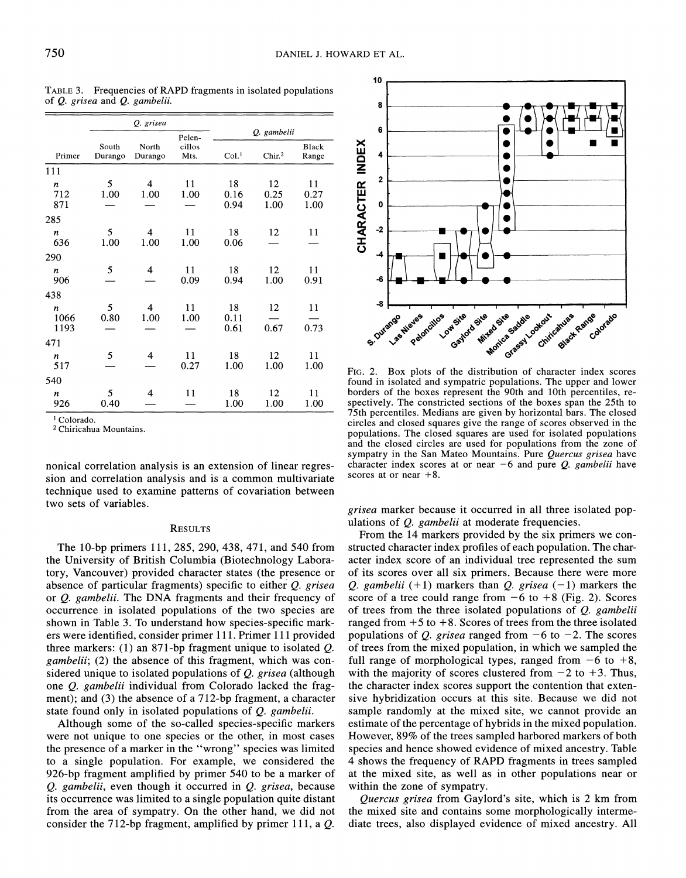TABLE 3. Frequencies of RAPD fragments in isolated populations of *Q. grisea* and *Q. gambelii*.

| Primer | *Q. grisea* South Durango | North Durango | Pelencillos Mts. | *Q. gambelii* Col.[1] | Chir.[2] | Black Range |
|---|---|---|---|---|---|---|
| 111 | | | | | | |
| *n* | 5 | 4 | 11 | 18 | 12 | 11 |
| 712 | 1.00 | 1.00 | 1.00 | 0.16 | 0.25 | 0.27 |
| 871 | — | — | — | 0.94 | 1.00 | 1.00 |
| 285 | | | | | | |
| *n* | 5 | 4 | 11 | 18 | 12 | 11 |
| 636 | 1.00 | 1.00 | 1.00 | 0.06 | — | — |
| 290 | | | | | | |
| *n* | 5 | 4 | 11 | 18 | 12 | 11 |
| 906 | — | — | 0.09 | 0.94 | 1.00 | 0.91 |
| 438 | | | | | | |
| *n* | 5 | 4 | 11 | 18 | 12 | 11 |
| 1066 | 0.80 | 1.00 | 1.00 | 0.11 | — | — |
| 1193 | — | — | — | 0.61 | 0.67 | 0.73 |
| 471 | | | | | | |
| *n* | 5 | 4 | 11 | 18 | 12 | 11 |
| 517 | — | — | 0.27 | 1.00 | 1.00 | 1.00 |
| 540 | | | | | | |
| *n* | 5 | 4 | 11 | 18 | 12 | 11 |
| 926 | 0.40 | — | — | 1.00 | 1.00 | 1.00 |

[1] Colorado.
[2] Chiricahua Mountains.

nonical correlation analysis is an extension of linear regression and correlation analysis and is a common multivariate technique used to examine patterns of covariation between two sets of variables.

## RESULTS

The 10-bp primers 111, 285, 290, 438, 471, and 540 from the University of British Columbia (Biotechnology Laboratory, Vancouver) provided character states (the presence or absence of particular fragments) specific to either *Q. grisea* or *Q. gambelii*. The DNA fragments and their frequency of occurrence in isolated populations of the two species are shown in Table 3. To understand how species-specific markers were identified, consider primer 111. Primer 111 provided three markers: (1) an 871-bp fragment unique to isolated *Q. gambelii*; (2) the absence of this fragment, which was considered unique to isolated populations of *Q. grisea* (although one *Q. gambelii* individual from Colorado lacked the fragment); and (3) the absence of a 712-bp fragment, a character state found only in isolated populations of *Q. gambelii*.

Although some of the so-called species-specific markers were not unique to one species or the other, in most cases the presence of a marker in the "wrong" species was limited to a single population. For example, we considered the 926-bp fragment amplified by primer 540 to be a marker of *Q. gambelii*, even though it occurred in *Q. grisea*, because its occurrence was limited to a single population quite distant from the area of sympatry. On the other hand, we did not consider the 712-bp fragment, amplified by primer 111, a *Q. grisea* marker because it occurred in all three isolated populations of *Q. gambelii* at moderate frequencies.

FIG. 2. Box plots of the distribution of character index scores found in isolated and sympatric populations. The upper and lower borders of the boxes represent the 90th and 10th percentiles, respectively. The constricted sections of the boxes span the 25th to 75th percentiles. Medians are given by horizontal bars. The closed circles and closed squares give the range of scores observed in the populations. The closed squares are used for isolated populations and the closed circles are used for populations from the zone of sympatry in the San Mateo Mountains. Pure *Quercus grisea* have character index scores at or near −6 and pure *Q. gambelii* have scores at or near +8.

From the 14 markers provided by the six primers we constructed character index profiles of each population. The character index score of an individual tree represented the sum of its scores over all six primers. Because there were more *Q. gambelii* (+1) markers than *Q. grisea* (−1) markers the score of a tree could range from −6 to +8 (Fig. 2). Scores of trees from the three isolated populations of *Q. gambelii* ranged from +5 to +8. Scores of trees from the three isolated populations of *Q. grisea* ranged from −6 to −2. The scores of trees from the mixed population, in which we sampled the full range of morphological types, ranged from −6 to +8, with the majority of scores clustered from −2 to +3. Thus, the character index scores support the contention that extensive hybridization occurs at this site. Because we did not sample randomly at the mixed site, we cannot provide an estimate of the percentage of hybrids in the mixed population. However, 89% of the trees sampled harbored markers of both species and hence showed evidence of mixed ancestry. Table 4 shows the frequency of RAPD fragments in trees sampled at the mixed site, as well as in other populations near or within the zone of sympatry.

*Quercus grisea* from Gaylord's site, which is 2 km from the mixed site and contains some morphologically intermediate trees, also displayed evidence of mixed ancestry. All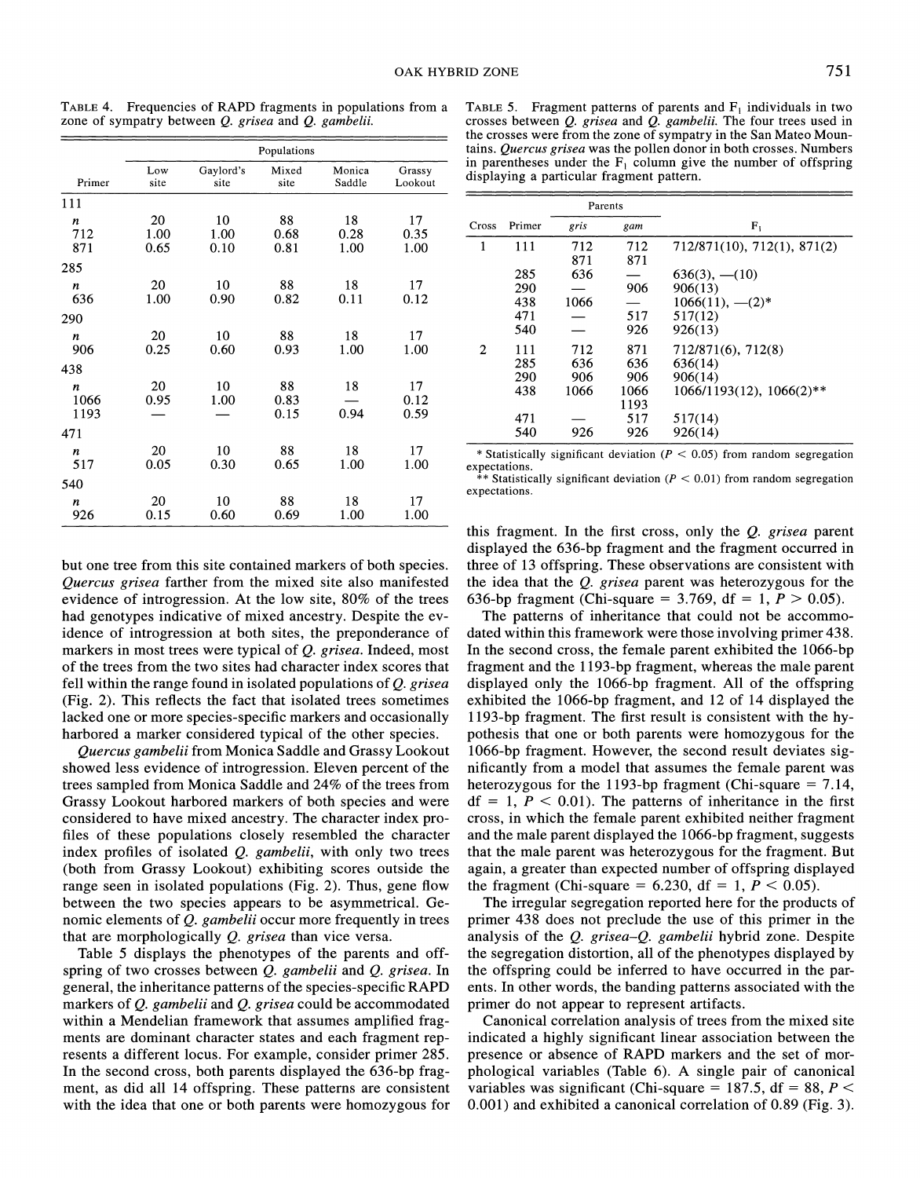TABLE 4. Frequencies of RAPD fragments in populations from a zone of sympatry between *Q. grisea* and *Q. gambelii*.

| Primer | Low site | Gaylord's site | Mixed site | Monica Saddle | Grassy Lookout |
|---|---|---|---|---|---|
| 111 | | | | | |
| *n* | 20 | 10 | 88 | 18 | 17 |
| 712 | 1.00 | 1.00 | 0.68 | 0.28 | 0.35 |
| 871 | 0.65 | 0.10 | 0.81 | 1.00 | 1.00 |
| 285 | | | | | |
| *n* | 20 | 10 | 88 | 18 | 17 |
| 636 | 1.00 | 0.90 | 0.82 | 0.11 | 0.12 |
| 290 | | | | | |
| *n* | 20 | 10 | 88 | 18 | 17 |
| 906 | 0.25 | 0.60 | 0.93 | 1.00 | 1.00 |
| 438 | | | | | |
| *n* | 20 | 10 | 88 | 18 | 17 |
| 1066 | 0.95 | 1.00 | 0.83 | — | 0.12 |
| 1193 | — | — | 0.15 | 0.94 | 0.59 |
| 471 | | | | | |
| *n* | 20 | 10 | 88 | 18 | 17 |
| 517 | 0.05 | 0.30 | 0.65 | 1.00 | 1.00 |
| 540 | | | | | |
| *n* | 20 | 10 | 88 | 18 | 17 |
| 926 | 0.15 | 0.60 | 0.69 | 1.00 | 1.00 |

but one tree from this site contained markers of both species. *Quercus grisea* farther from the mixed site also manifested evidence of introgression. At the low site, 80% of the trees had genotypes indicative of mixed ancestry. Despite the evidence of introgression at both sites, the preponderance of markers in most trees were typical of *Q. grisea*. Indeed, most of the trees from the two sites had character index scores that fell within the range found in isolated populations of *Q. grisea* (Fig. 2). This reflects the fact that isolated trees sometimes lacked one or more species-specific markers and occasionally harbored a marker considered typical of the other species.

*Quercus gambelii* from Monica Saddle and Grassy Lookout showed less evidence of introgression. Eleven percent of the trees sampled from Monica Saddle and 24% of the trees from Grassy Lookout harbored markers of both species and were considered to have mixed ancestry. The character index profiles of these populations closely resembled the character index profiles of isolated *Q. gambelii*, with only two trees (both from Grassy Lookout) exhibiting scores outside the range seen in isolated populations (Fig. 2). Thus, gene flow between the two species appears to be asymmetrical. Genomic elements of *Q. gambelii* occur more frequently in trees that are morphologically *Q. grisea* than vice versa.

Table 5 displays the phenotypes of the parents and offspring of two crosses between *Q. gambelii* and *Q. grisea*. In general, the inheritance patterns of the species-specific RAPD markers of *Q. gambelii* and *Q. grisea* could be accommodated within a Mendelian framework that assumes amplified fragments are dominant character states and each fragment represents a different locus. For example, consider primer 285. In the second cross, both parents displayed the 636-bp fragment, as did all 14 offspring. These patterns are consistent with the idea that one or both parents were homozygous for

TABLE 5. Fragment patterns of parents and $F_1$ individuals in two crosses between *Q. grisea* and *Q. gambelii*. The four trees used in the crosses were from the zone of sympatry in the San Mateo Mountains. *Quercus grisea* was the pollen donor in both crosses. Numbers in parentheses under the $F_1$ column give the number of offspring displaying a particular fragment pattern.

| Cross | Primer | Parents *gris* | Parents *gam* | $F_1$ |
|---|---|---|---|---|
| 1 | 111 | 712<br>871 | 712<br>871 | 712/871(10), 712(1), 871(2) |
| | 285 | 636 | — | 636(3), —(10) |
| | 290 | — | 906 | 906(13) |
| | 438 | 1066 | — | 1066(11), —(2)* |
| | 471 | — | 517 | 517(12) |
| | 540 | — | 926 | 926(13) |
| 2 | 111 | 712 | 871 | 712/871(6), 712(8) |
| | 285 | 636 | 636 | 636(14) |
| | 290 | 906 | 906 | 906(14) |
| | 438 | 1066 | 1066<br>1193 | 1066/1193(12), 1066(2)** |
| | 471 | — | 517 | 517(14) |
| | 540 | 926 | 926 | 926(14) |

* Statistically significant deviation ($P < 0.05$) from random segregation expectations.
** Statistically significant deviation ($P < 0.01$) from random segregation expectations.

this fragment. In the first cross, only the *Q. grisea* parent displayed the 636-bp fragment and the fragment occurred in three of 13 offspring. These observations are consistent with the idea that the *Q. grisea* parent was heterozygous for the 636-bp fragment (Chi-square = 3.769, df = 1, $P > 0.05$).

The patterns of inheritance that could not be accommodated within this framework were those involving primer 438. In the second cross, the female parent exhibited the 1066-bp fragment and the 1193-bp fragment, whereas the male parent displayed only the 1066-bp fragment. All of the offspring exhibited the 1066-bp fragment, and 12 of 14 displayed the 1193-bp fragment. The first result is consistent with the hypothesis that one or both parents were homozygous for the 1066-bp fragment. However, the second result deviates significantly from a model that assumes the female parent was heterozygous for the 1193-bp fragment (Chi-square = 7.14, df = 1, $P < 0.01$). The patterns of inheritance in the first cross, in which the female parent exhibited neither fragment and the male parent displayed the 1066-bp fragment, suggests that the male parent was heterozygous for the fragment. But again, a greater than expected number of offspring displayed the fragment (Chi-square = 6.230, df = 1, $P < 0.05$).

The irregular segregation reported here for the products of primer 438 does not preclude the use of this primer in the analysis of the *Q. grisea*–*Q. gambelii* hybrid zone. Despite the segregation distortion, all of the phenotypes displayed by the offspring could be inferred to have occurred in the parents. In other words, the banding patterns associated with the primer do not appear to represent artifacts.

Canonical correlation analysis of trees from the mixed site indicated a highly significant linear association between the presence or absence of RAPD markers and the set of morphological variables (Table 6). A single pair of canonical variables was significant (Chi-square = 187.5, df = 88, $P < 0.001$) and exhibited a canonical correlation of 0.89 (Fig. 3).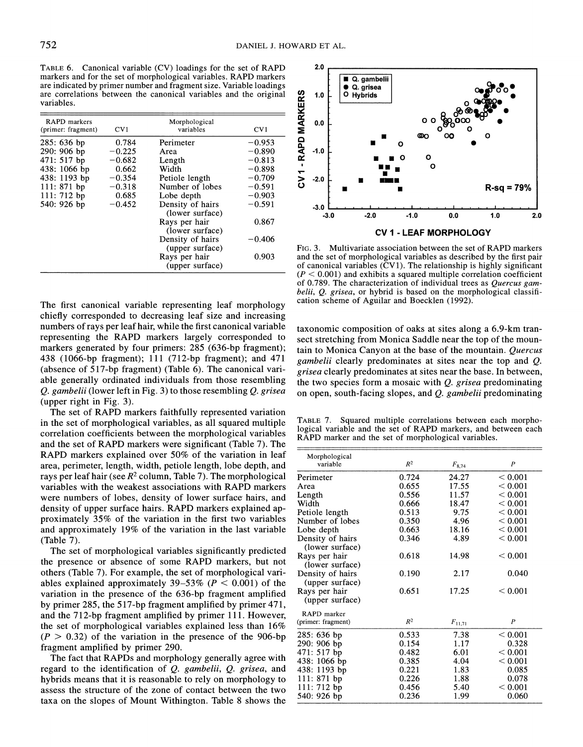Table 6. Canonical variable (CV) loadings for the set of RAPD markers and for the set of morphological variables. RAPD markers are indicated by primer number and fragment size. Variable loadings are correlations between the canonical variables and the original variables.

| RAPD markers (primer: fragment) | CV1 | Morphological variables | CV1 |
|---|---|---|---|
| 285: 636 bp | 0.784 | Perimeter | −0.953 |
| 290: 906 bp | −0.225 | Area | −0.890 |
| 471: 517 bp | −0.682 | Length | −0.813 |
| 438: 1066 bp | 0.662 | Width | −0.898 |
| 438: 1193 bp | −0.354 | Petiole length | −0.709 |
| 111: 871 bp | −0.318 | Number of lobes | −0.591 |
| 111: 712 bp | 0.685 | Lobe depth | −0.903 |
| 540: 926 bp | −0.452 | Density of hairs (lower surface) | −0.591 |
| | | Rays per hair (lower surface) | 0.867 |
| | | Density of hairs (upper surface) | −0.406 |
| | | Rays per hair (upper surface) | 0.903 |

Fig. 3. Multivariate association between the set of RAPD markers and the set of morphological variables as described by the first pair of canonical variables (CV1). The relationship is highly significant ($P < 0.001$) and exhibits a squared multiple correlation coefficient of 0.789. The characterization of individual trees as *Quercus gambelii*, *Q. grisea*, or hybrid is based on the morphological classification scheme of Aguilar and Boecklen (1992).

The first canonical variable representing leaf morphology chiefly corresponded to decreasing leaf size and increasing numbers of rays per leaf hair, while the first canonical variable representing the RAPD markers largely corresponded to markers generated by four primers: 285 (636-bp fragment); 438 (1066-bp fragment); 111 (712-bp fragment); and 471 (absence of 517-bp fragment) (Table 6). The canonical variable generally ordinated individuals from those resembling *Q. gambelii* (lower left in Fig. 3) to those resembling *Q. grisea* (upper right in Fig. 3).

The set of RAPD markers faithfully represented variation in the set of morphological variables, as all squared multiple correlation coefficients between the morphological variables and the set of RAPD markers were significant (Table 7). The RAPD markers explained over 50% of the variation in leaf area, perimeter, length, width, petiole length, lobe depth, and rays per leaf hair (see $R^2$ column, Table 7). The morphological variables with the weakest associations with RAPD markers were numbers of lobes, density of lower surface hairs, and density of upper surface hairs. RAPD markers explained approximately 35% of the variation in the first two variables and approximately 19% of the variation in the last variable (Table 7).

The set of morphological variables significantly predicted the presence or absence of some RAPD markers, but not others (Table 7). For example, the set of morphological variables explained approximately 39–53% ($P < 0.001$) of the variation in the presence of the 636-bp fragment amplified by primer 285, the 517-bp fragment amplified by primer 471, and the 712-bp fragment amplified by primer 111. However, the set of morphological variables explained less than 16% ($P > 0.32$) of the variation in the presence of the 906-bp fragment amplified by primer 290.

The fact that RAPDs and morphology generally agree with regard to the identification of *Q. gambelii*, *Q. grisea*, and hybrids means that it is reasonable to rely on morphology to assess the structure of the zone of contact between the two taxa on the slopes of Mount Withington. Table 8 shows the taxonomic composition of oaks at sites along a 6.9-km transect stretching from Monica Saddle near the top of the mountain to Monica Canyon at the base of the mountain. *Quercus gambelii* clearly predominates at sites near the top and *Q. grisea* clearly predominates at sites near the base. In between, the two species form a mosaic with *Q. grisea* predominating on open, south-facing slopes, and *Q. gambelii* predominating

Table 7. Squared multiple correlations between each morphological variable and the set of RAPD markers, and between each RAPD marker and the set of morphological variables.

| Morphological variable | $R^2$ | $F_{8,74}$ | $P$ |
|---|---|---|---|
| Perimeter | 0.724 | 24.27 | < 0.001 |
| Area | 0.655 | 17.55 | < 0.001 |
| Length | 0.556 | 11.57 | < 0.001 |
| Width | 0.666 | 18.47 | < 0.001 |
| Petiole length | 0.513 | 9.75 | < 0.001 |
| Number of lobes | 0.350 | 4.96 | < 0.001 |
| Lobe depth | 0.663 | 18.16 | < 0.001 |
| Density of hairs (lower surface) | 0.346 | 4.89 | < 0.001 |
| Rays per hair (lower surface) | 0.618 | 14.98 | < 0.001 |
| Density of hairs (upper surface) | 0.190 | 2.17 | 0.040 |
| Rays per hair (upper surface) | 0.651 | 17.25 | < 0.001 |
| **RAPD marker (primer: fragment)** | $R^2$ | $F_{11,71}$ | $P$ |
| 285: 636 bp | 0.533 | 7.38 | < 0.001 |
| 290: 906 bp | 0.154 | 1.17 | 0.328 |
| 471: 517 bp | 0.482 | 6.01 | < 0.001 |
| 438: 1066 bp | 0.385 | 4.04 | < 0.001 |
| 438: 1193 bp | 0.221 | 1.83 | 0.085 |
| 111: 871 bp | 0.226 | 1.88 | 0.078 |
| 111: 712 bp | 0.456 | 5.40 | < 0.001 |
| 540: 926 bp | 0.236 | 1.99 | 0.060 |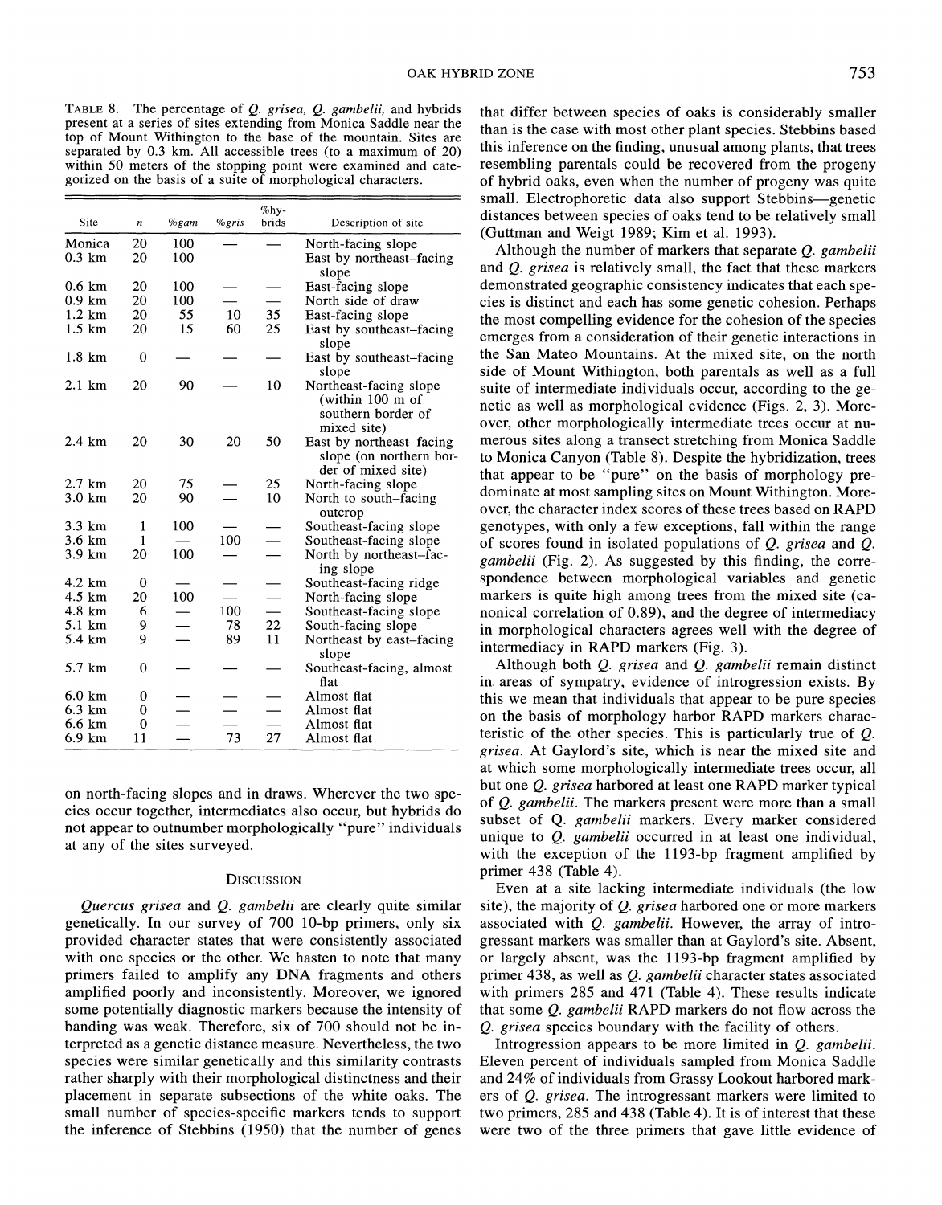TABLE 8. The percentage of *Q. grisea, Q. gambelii,* and hybrids present at a series of sites extending from Monica Saddle near the top of Mount Withington to the base of the mountain. Sites are separated by 0.3 km. All accessible trees (to a maximum of 20) within 50 meters of the stopping point were examined and categorized on the basis of a suite of morphological characters.

| Site | *n* | %gam | %gris | %hybrids | Description of site |
|---|---|---|---|---|---|
| Monica | 20 | 100 | — | — | North-facing slope |
| 0.3 km | 20 | 100 | — | — | East by northeast–facing slope |
| 0.6 km | 20 | 100 | — | — | East-facing slope |
| 0.9 km | 20 | 100 | — | — | North side of draw |
| 1.2 km | 20 | 55 | 10 | 35 | East-facing slope |
| 1.5 km | 20 | 15 | 60 | 25 | East by southeast–facing slope |
| 1.8 km | 0 | — | — | — | East by southeast–facing slope |
| 2.1 km | 20 | 90 | — | 10 | Northeast-facing slope (within 100 m of southern border of mixed site) |
| 2.4 km | 20 | 30 | 20 | 50 | East by northeast–facing slope (on northern border of mixed site) |
| 2.7 km | 20 | 75 | — | 25 | North-facing slope |
| 3.0 km | 20 | 90 | — | 10 | North to south–facing outcrop |
| 3.3 km | 1 | 100 | — | — | Southeast-facing slope |
| 3.6 km | 1 | — | 100 | — | Southeast-facing slope |
| 3.9 km | 20 | 100 | — | — | North by northeast–facing slope |
| 4.2 km | 0 | — | — | — | Southeast-facing ridge |
| 4.5 km | 20 | 100 | — | — | North-facing slope |
| 4.8 km | 6 | — | 100 | — | Southeast-facing slope |
| 5.1 km | 9 | — | 78 | 22 | South-facing slope |
| 5.4 km | 9 | — | 89 | 11 | Northeast by east–facing slope |
| 5.7 km | 0 | — | — | — | Southeast-facing, almost flat |
| 6.0 km | 0 | — | — | — | Almost flat |
| 6.3 km | 0 | — | — | — | Almost flat |
| 6.6 km | 0 | — | — | — | Almost flat |
| 6.9 km | 11 | — | 73 | 27 | Almost flat |

on north-facing slopes and in draws. Wherever the two species occur together, intermediates also occur, but hybrids do not appear to outnumber morphologically "pure" individuals at any of the sites surveyed.

## DISCUSSION

*Quercus grisea* and *Q. gambelii* are clearly quite similar genetically. In our survey of 700 10-bp primers, only six provided character states that were consistently associated with one species or the other. We hasten to note that many primers failed to amplify any DNA fragments and others amplified poorly and inconsistently. Moreover, we ignored some potentially diagnostic markers because the intensity of banding was weak. Therefore, six of 700 should not be interpreted as a genetic distance measure. Nevertheless, the two species were similar genetically and this similarity contrasts rather sharply with their morphological distinctness and their placement in separate subsections of the white oaks. The small number of species-specific markers tends to support the inference of Stebbins (1950) that the number of genes that differ between species of oaks is considerably smaller than is the case with most other plant species. Stebbins based this inference on the finding, unusual among plants, that trees resembling parentals could be recovered from the progeny of hybrid oaks, even when the number of progeny was quite small. Electrophoretic data also support Stebbins—genetic distances between species of oaks tend to be relatively small (Guttman and Weigt 1989; Kim et al. 1993).

Although the number of markers that separate *Q. gambelii* and *Q. grisea* is relatively small, the fact that these markers demonstrated geographic consistency indicates that each species is distinct and each has some genetic cohesion. Perhaps the most compelling evidence for the cohesion of the species emerges from a consideration of their genetic interactions in the San Mateo Mountains. At the mixed site, on the north side of Mount Withington, both parentals as well as a full suite of intermediate individuals occur, according to the genetic as well as morphological evidence (Figs. 2, 3). Moreover, other morphologically intermediate trees occur at numerous sites along a transect stretching from Monica Saddle to Monica Canyon (Table 8). Despite the hybridization, trees that appear to be "pure" on the basis of morphology predominate at most sampling sites on Mount Withington. Moreover, the character index scores of these trees based on RAPD genotypes, with only a few exceptions, fall within the range of scores found in isolated populations of *Q. grisea* and *Q. gambelii* (Fig. 2). As suggested by this finding, the correspondence between morphological variables and genetic markers is quite high among trees from the mixed site (canonical correlation of 0.89), and the degree of intermediacy in morphological characters agrees well with the degree of intermediacy in RAPD markers (Fig. 3).

Although both *Q. grisea* and *Q. gambelii* remain distinct in areas of sympatry, evidence of introgression exists. By this we mean that individuals that appear to be pure species on the basis of morphology harbor RAPD markers characteristic of the other species. This is particularly true of *Q. grisea*. At Gaylord's site, which is near the mixed site and at which some morphologically intermediate trees occur, all but one *Q. grisea* harbored at least one RAPD marker typical of *Q. gambelii*. The markers present were more than a small subset of Q. *gambelii* markers. Every marker considered unique to *Q. gambelii* occurred in at least one individual, with the exception of the 1193-bp fragment amplified by primer 438 (Table 4).

Even at a site lacking intermediate individuals (the low site), the majority of *Q. grisea* harbored one or more markers associated with *Q. gambelii*. However, the array of introgressant markers was smaller than at Gaylord's site. Absent, or largely absent, was the 1193-bp fragment amplified by primer 438, as well as *Q. gambelii* character states associated with primers 285 and 471 (Table 4). These results indicate that some *Q. gambelii* RAPD markers do not flow across the *Q. grisea* species boundary with the facility of others.

Introgression appears to be more limited in *Q. gambelii*. Eleven percent of individuals sampled from Monica Saddle and 24% of individuals from Grassy Lookout harbored markers of *Q. grisea*. The introgressant markers were limited to two primers, 285 and 438 (Table 4). It is of interest that these were two of the three primers that gave little evidence of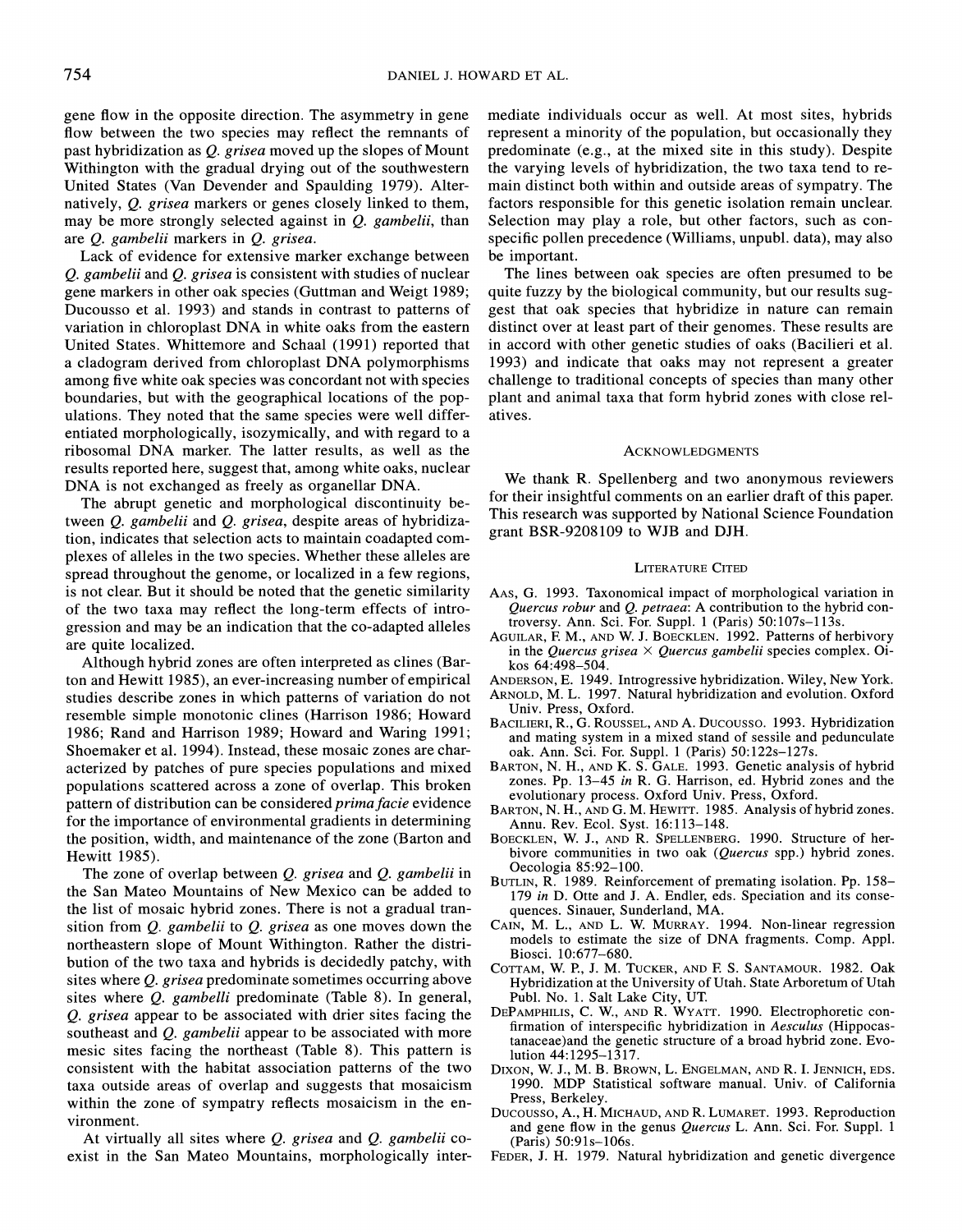gene flow in the opposite direction. The asymmetry in gene flow between the two species may reflect the remnants of past hybridization as *Q. grisea* moved up the slopes of Mount Withington with the gradual drying out of the southwestern United States (Van Devender and Spaulding 1979). Alternatively, *Q. grisea* markers or genes closely linked to them, may be more strongly selected against in *Q. gambelii*, than are *Q. gambelii* markers in *Q. grisea*.

Lack of evidence for extensive marker exchange between *Q. gambelii* and *Q. grisea* is consistent with studies of nuclear gene markers in other oak species (Guttman and Weigt 1989; Ducousso et al. 1993) and stands in contrast to patterns of variation in chloroplast DNA in white oaks from the eastern United States. Whittemore and Schaal (1991) reported that a cladogram derived from chloroplast DNA polymorphisms among five white oak species was concordant not with species boundaries, but with the geographical locations of the populations. They noted that the same species were well differentiated morphologically, isozymically, and with regard to a ribosomal DNA marker. The latter results, as well as the results reported here, suggest that, among white oaks, nuclear DNA is not exchanged as freely as organellar DNA.

The abrupt genetic and morphological discontinuity between *Q. gambelii* and *Q. grisea*, despite areas of hybridization, indicates that selection acts to maintain coadapted complexes of alleles in the two species. Whether these alleles are spread throughout the genome, or localized in a few regions, is not clear. But it should be noted that the genetic similarity of the two taxa may reflect the long-term effects of introgression and may be an indication that the co-adapted alleles are quite localized.

Although hybrid zones are often interpreted as clines (Barton and Hewitt 1985), an ever-increasing number of empirical studies describe zones in which patterns of variation do not resemble simple monotonic clines (Harrison 1986; Howard 1986; Rand and Harrison 1989; Howard and Waring 1991; Shoemaker et al. 1994). Instead, these mosaic zones are characterized by patches of pure species populations and mixed populations scattered across a zone of overlap. This broken pattern of distribution can be considered *prima facie* evidence for the importance of environmental gradients in determining the position, width, and maintenance of the zone (Barton and Hewitt 1985).

The zone of overlap between *Q. grisea* and *Q. gambelii* in the San Mateo Mountains of New Mexico can be added to the list of mosaic hybrid zones. There is not a gradual transition from *Q. gambelii* to *Q. grisea* as one moves down the northeastern slope of Mount Withington. Rather the distribution of the two taxa and hybrids is decidedly patchy, with sites where *Q. grisea* predominate sometimes occurring above sites where *Q. gambelli* predominate (Table 8). In general, *Q. grisea* appear to be associated with drier sites facing the southeast and *Q. gambelii* appear to be associated with more mesic sites facing the northeast (Table 8). This pattern is consistent with the habitat association patterns of the two taxa outside areas of overlap and suggests that mosaicism within the zone of sympatry reflects mosaicism in the environment.

At virtually all sites where *Q. grisea* and *Q. gambelii* coexist in the San Mateo Mountains, morphologically intermediate individuals occur as well. At most sites, hybrids represent a minority of the population, but occasionally they predominate (e.g., at the mixed site in this study). Despite the varying levels of hybridization, the two taxa tend to remain distinct both within and outside areas of sympatry. The factors responsible for this genetic isolation remain unclear. Selection may play a role, but other factors, such as conspecific pollen precedence (Williams, unpubl. data), may also be important.

The lines between oak species are often presumed to be quite fuzzy by the biological community, but our results suggest that oak species that hybridize in nature can remain distinct over at least part of their genomes. These results are in accord with other genetic studies of oaks (Bacilieri et al. 1993) and indicate that oaks may not represent a greater challenge to traditional concepts of species than many other plant and animal taxa that form hybrid zones with close relatives.

## Acknowledgments

We thank R. Spellenberg and two anonymous reviewers for their insightful comments on an earlier draft of this paper. This research was supported by National Science Foundation grant BSR-9208109 to WJB and DJH.

## Literature Cited

Aas, G. 1993. Taxonomical impact of morphological variation in *Quercus robur* and *Q. petraea*: A contribution to the hybrid controversy. Ann. Sci. For. Suppl. 1 (Paris) 50:107s–113s.

Aguilar, F. M., and W. J. Boecklen. 1992. Patterns of herbivory in the *Quercus grisea* × *Quercus gambelii* species complex. Oikos 64:498–504.

Anderson, E. 1949. Introgressive hybridization. Wiley, New York.

Arnold, M. L. 1997. Natural hybridization and evolution. Oxford Univ. Press, Oxford.

Bacilieri, R., G. Roussel, and A. Ducousso. 1993. Hybridization and mating system in a mixed stand of sessile and pedunculate oak. Ann. Sci. For. Suppl. 1 (Paris) 50:122s–127s.

Barton, N. H., and K. S. Gale. 1993. Genetic analysis of hybrid zones. Pp. 13–45 *in* R. G. Harrison, ed. Hybrid zones and the evolutionary process. Oxford Univ. Press, Oxford.

Barton, N. H., and G. M. Hewitt. 1985. Analysis of hybrid zones. Annu. Rev. Ecol. Syst. 16:113–148.

Boecklen, W. J., and R. Spellenberg. 1990. Structure of herbivore communities in two oak (*Quercus* spp.) hybrid zones. Oecologia 85:92–100.

Butlin, R. 1989. Reinforcement of premating isolation. Pp. 158–179 *in* D. Otte and J. A. Endler, eds. Speciation and its consequences. Sinauer, Sunderland, MA.

Cain, M. L., and L. W. Murray. 1994. Non-linear regression models to estimate the size of DNA fragments. Comp. Appl. Biosci. 10:677–680.

Cottam, W. P., J. M. Tucker, and F. S. Santamour. 1982. Oak Hybridization at the University of Utah. State Arboretum of Utah Publ. No. 1. Salt Lake City, UT.

dePamphilis, C. W., and R. Wyatt. 1990. Electrophoretic confirmation of interspecific hybridization in *Aesculus* (Hippocastanaceae)and the genetic structure of a broad hybrid zone. Evolution 44:1295–1317.

Dixon, W. J., M. B. Brown, L. Engelman, and R. I. Jennich, eds. 1990. MDP Statistical software manual. Univ. of California Press, Berkeley.

Ducousso, A., H. Michaud, and R. Lumaret. 1993. Reproduction and gene flow in the genus *Quercus* L. Ann. Sci. For. Suppl. 1 (Paris) 50:91s–106s.

Feder, J. H. 1979. Natural hybridization and genetic divergence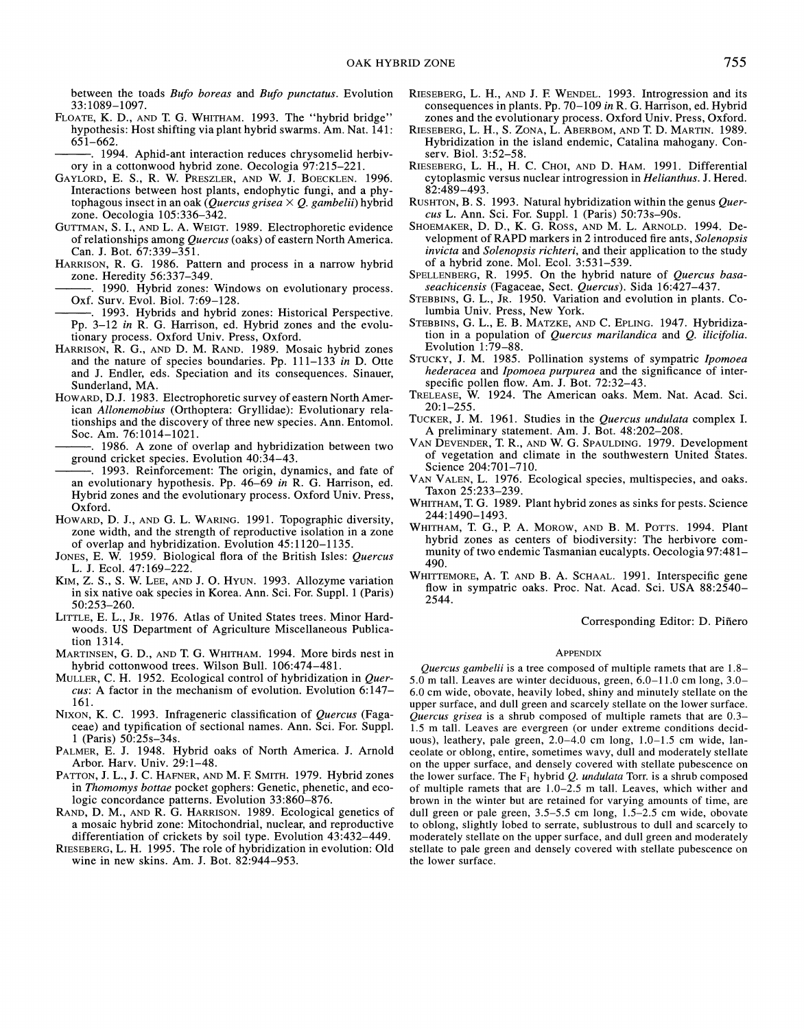between the toads *Bufo boreas* and *Bufo punctatus*. Evolution 33:1089–1097.

Floate, K. D., and T. G. Whitham. 1993. The "hybrid bridge" hypothesis: Host shifting via plant hybrid swarms. Am. Nat. 141: 651–662.

———. 1994. Aphid-ant interaction reduces chrysomelid herbivory in a cottonwood hybrid zone. Oecologia 97:215–221.

Gaylord, E. S., R. W. Preszler, and W. J. Boecklen. 1996. Interactions between host plants, endophytic fungi, and a phytophagous insect in an oak (*Quercus grisea* × *Q. gambelii*) hybrid zone. Oecologia 105:336–342.

Guttman, S. I., and L. A. Weigt. 1989. Electrophoretic evidence of relationships among *Quercus* (oaks) of eastern North America. Can. J. Bot. 67:339–351.

Harrison, R. G. 1986. Pattern and process in a narrow hybrid zone. Heredity 56:337–349.

———. 1990. Hybrid zones: Windows on evolutionary process. Oxf. Surv. Evol. Biol. 7:69–128.

———. 1993. Hybrids and hybrid zones: Historical Perspective. Pp. 3–12 *in* R. G. Harrison, ed. Hybrid zones and the evolutionary process. Oxford Univ. Press, Oxford.

Harrison, R. G., and D. M. Rand. 1989. Mosaic hybrid zones and the nature of species boundaries. Pp. 111–133 *in* D. Otte and J. Endler, eds. Speciation and its consequences. Sinauer, Sunderland, MA.

Howard, D.J. 1983. Electrophoretic survey of eastern North American *Allonemobius* (Orthoptera: Gryllidae): Evolutionary relationships and the discovery of three new species. Ann. Entomol. Soc. Am. 76:1014–1021.

———. 1986. A zone of overlap and hybridization between two ground cricket species. Evolution 40:34–43.

———. 1993. Reinforcement: The origin, dynamics, and fate of an evolutionary hypothesis. Pp. 46–69 *in* R. G. Harrison, ed. Hybrid zones and the evolutionary process. Oxford Univ. Press, Oxford.

Howard, D. J., and G. L. Waring. 1991. Topographic diversity, zone width, and the strength of reproductive isolation in a zone of overlap and hybridization. Evolution 45:1120–1135.

Jones, E. W. 1959. Biological flora of the British Isles: *Quercus* L. J. Ecol. 47:169–222.

Kim, Z. S., S. W. Lee, and J. O. Hyun. 1993. Allozyme variation in six native oak species in Korea. Ann. Sci. For. Suppl. 1 (Paris) 50:253–260.

Little, E. L., Jr. 1976. Atlas of United States trees. Minor Hardwoods. US Department of Agriculture Miscellaneous Publication 1314.

Martinsen, G. D., and T. G. Whitham. 1994. More birds nest in hybrid cottonwood trees. Wilson Bull. 106:474–481.

Muller, C. H. 1952. Ecological control of hybridization in *Quercus*: A factor in the mechanism of evolution. Evolution 6:147–161.

Nixon, K. C. 1993. Infrageneric classification of *Quercus* (Fagaceae) and typification of sectional names. Ann. Sci. For. Suppl. 1 (Paris) 50:25s–34s.

Palmer, E. J. 1948. Hybrid oaks of North America. J. Arnold Arbor. Harv. Univ. 29:1–48.

Patton, J. L., J. C. Hafner, and M. F. Smith. 1979. Hybrid zones in *Thomomys bottae* pocket gophers: Genetic, phenetic, and ecologic concordance patterns. Evolution 33:860–876.

Rand, D. M., and R. G. Harrison. 1989. Ecological genetics of a mosaic hybrid zone: Mitochondrial, nuclear, and reproductive differentiation of crickets by soil type. Evolution 43:432–449.

Rieseberg, L. H. 1995. The role of hybridization in evolution: Old wine in new skins. Am. J. Bot. 82:944–953.

Rieseberg, L. H., and J. F. Wendel. 1993. Introgression and its consequences in plants. Pp. 70–109 *in* R. G. Harrison, ed. Hybrid zones and the evolutionary process. Oxford Univ. Press, Oxford.

Rieseberg, L. H., S. Zona, L. Aberbom, and T. D. Martin. 1989. Hybridization in the island endemic, Catalina mahogany. Conserv. Biol. 3:52–58.

Rieseberg, L. H., H. C. Choi, and D. Ham. 1991. Differential cytoplasmic versus nuclear introgression in *Helianthus*. J. Hered. 82:489–493.

Rushton, B. S. 1993. Natural hybridization within the genus *Quercus* L. Ann. Sci. For. Suppl. 1 (Paris) 50:73s–90s.

Shoemaker, D. D., K. G. Ross, and M. L. Arnold. 1994. Development of RAPD markers in 2 introduced fire ants, *Solenopsis invicta* and *Solenopsis richteri*, and their application to the study of a hybrid zone. Mol. Ecol. 3:531–539.

Spellenberg, R. 1995. On the hybrid nature of *Quercus basaseachicensis* (Fagaceae, Sect. *Quercus*). Sida 16:427–437.

Stebbins, G. L., Jr. 1950. Variation and evolution in plants. Columbia Univ. Press, New York.

Stebbins, G. L., E. B. Matzke, and C. Epling. 1947. Hybridization in a population of *Quercus marilandica* and *Q. ilicifolia*. Evolution 1:79–88.

Stucky, J. M. 1985. Pollination systems of sympatric *Ipomoea hederacea* and *Ipomoea purpurea* and the significance of interspecific pollen flow. Am. J. Bot. 72:32–43.

Trelease, W. 1924. The American oaks. Mem. Nat. Acad. Sci. 20:1–255.

Tucker, J. M. 1961. Studies in the *Quercus undulata* complex I. A preliminary statement. Am. J. Bot. 48:202–208.

Van Devender, T. R., and W. G. Spaulding. 1979. Development of vegetation and climate in the southwestern United States. Science 204:701–710.

Van Valen, L. 1976. Ecological species, multispecies, and oaks. Taxon 25:233–239.

Whitham, T. G. 1989. Plant hybrid zones as sinks for pests. Science 244:1490–1493.

Whitham, T. G., P. A. Morow, and B. M. Potts. 1994. Plant hybrid zones as centers of biodiversity: The herbivore community of two endemic Tasmanian eucalypts. Oecologia 97:481–490.

Whittemore, A. T. and B. A. Schaal. 1991. Interspecific gene flow in sympatric oaks. Proc. Nat. Acad. Sci. USA 88:2540–2544.

Corresponding Editor: D. Piñero

## Appendix

*Quercus gambelii* is a tree composed of multiple ramets that are 1.8–5.0 m tall. Leaves are winter deciduous, green, 6.0–11.0 cm long, 3.0–6.0 cm wide, obovate, heavily lobed, shiny and minutely stellate on the upper surface, and dull green and scarcely stellate on the lower surface. *Quercus grisea* is a shrub composed of multiple ramets that are 0.3–1.5 m tall. Leaves are evergreen (or under extreme conditions deciduous), leathery, pale green, 2.0–4.0 cm long, 1.0–1.5 cm wide, lanceolate or oblong, entire, sometimes wavy, dull and moderately stellate on the upper surface, and densely covered with stellate pubescence on the lower surface. The $F_1$ hybrid *Q. undulata* Torr. is a shrub composed of multiple ramets that are 1.0–2.5 m tall. Leaves, which wither and brown in the winter but are retained for varying amounts of time, are dull green or pale green, 3.5–5.5 cm long, 1.5–2.5 cm wide, obovate to oblong, slightly lobed to serrate, sublustrous to dull and scarcely to moderately stellate on the upper surface, and dull green and moderately stellate to pale green and densely covered with stellate pubescence on the lower surface.